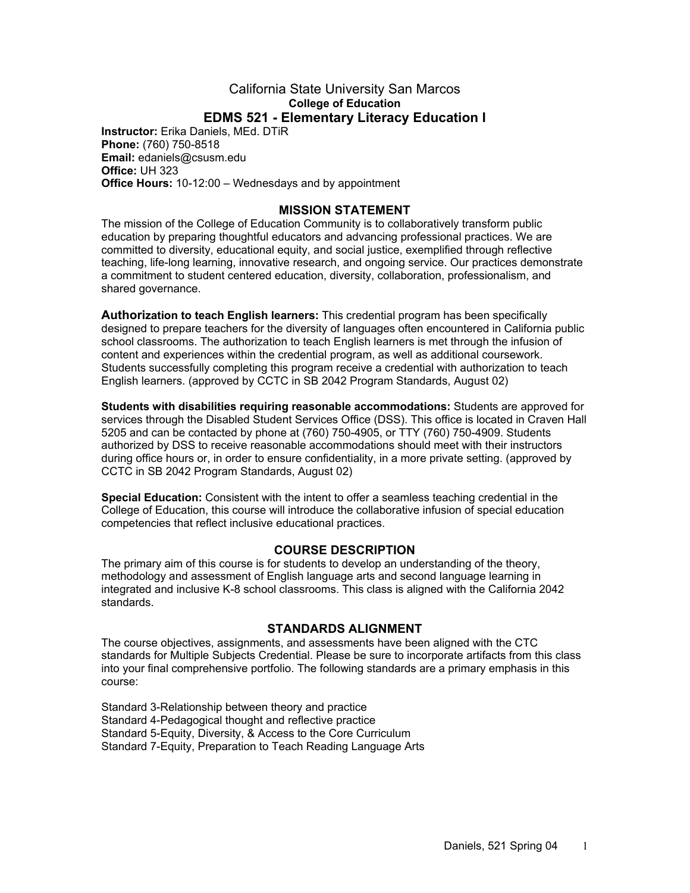# California State University San Marcos

## College of Education

## EDMS 521 - Elementary Literacy Education I

**Instructor:** Erika Daniels, MEd. DTiR
**Phone:** (760) 750-8518
**Email:** edaniels@csusm.edu
**Office:** UH 323
**Office Hours:** 10-12:00 – Wednesdays and by appointment

### MISSION STATEMENT

The mission of the College of Education Community is to collaboratively transform public education by preparing thoughtful educators and advancing professional practices. We are committed to diversity, educational equity, and social justice, exemplified through reflective teaching, life-long learning, innovative research, and ongoing service. Our practices demonstrate a commitment to student centered education, diversity, collaboration, professionalism, and shared governance.

**Authorization to teach English learners:** This credential program has been specifically designed to prepare teachers for the diversity of languages often encountered in California public school classrooms. The authorization to teach English learners is met through the infusion of content and experiences within the credential program, as well as additional coursework. Students successfully completing this program receive a credential with authorization to teach English learners. (approved by CCTC in SB 2042 Program Standards, August 02)

**Students with disabilities requiring reasonable accommodations:** Students are approved for services through the Disabled Student Services Office (DSS). This office is located in Craven Hall 5205 and can be contacted by phone at (760) 750-4905, or TTY (760) 750-4909. Students authorized by DSS to receive reasonable accommodations should meet with their instructors during office hours or, in order to ensure confidentiality, in a more private setting. (approved by CCTC in SB 2042 Program Standards, August 02)

**Special Education:** Consistent with the intent to offer a seamless teaching credential in the College of Education, this course will introduce the collaborative infusion of special education competencies that reflect inclusive educational practices.

### COURSE DESCRIPTION

The primary aim of this course is for students to develop an understanding of the theory, methodology and assessment of English language arts and second language learning in integrated and inclusive K-8 school classrooms. This class is aligned with the California 2042 standards.

### STANDARDS ALIGNMENT

The course objectives, assignments, and assessments have been aligned with the CTC standards for Multiple Subjects Credential. Please be sure to incorporate artifacts from this class into your final comprehensive portfolio. The following standards are a primary emphasis in this course:

Standard 3-Relationship between theory and practice
Standard 4-Pedagogical thought and reflective practice
Standard 5-Equity, Diversity, & Access to the Core Curriculum
Standard 7-Equity, Preparation to Teach Reading Language Arts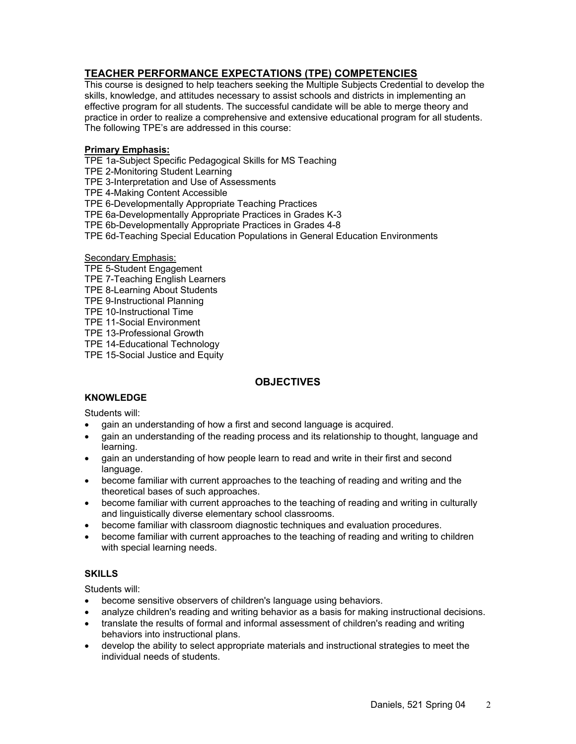## TEACHER PERFORMANCE EXPECTATIONS (TPE) COMPETENCIES

This course is designed to help teachers seeking the Multiple Subjects Credential to develop the skills, knowledge, and attitudes necessary to assist schools and districts in implementing an effective program for all students. The successful candidate will be able to merge theory and practice in order to realize a comprehensive and extensive educational program for all students. The following TPE's are addressed in this course:

**Primary Emphasis:**

TPE 1a-Subject Specific Pedagogical Skills for MS Teaching
TPE 2-Monitoring Student Learning
TPE 3-Interpretation and Use of Assessments
TPE 4-Making Content Accessible
TPE 6-Developmentally Appropriate Teaching Practices
TPE 6a-Developmentally Appropriate Practices in Grades K-3
TPE 6b-Developmentally Appropriate Practices in Grades 4-8
TPE 6d-Teaching Special Education Populations in General Education Environments

Secondary Emphasis:

TPE 5-Student Engagement
TPE 7-Teaching English Learners
TPE 8-Learning About Students
TPE 9-Instructional Planning
TPE 10-Instructional Time
TPE 11-Social Environment
TPE 13-Professional Growth
TPE 14-Educational Technology
TPE 15-Social Justice and Equity

## OBJECTIVES

### KNOWLEDGE

Students will:

- gain an understanding of how a first and second language is acquired.
- gain an understanding of the reading process and its relationship to thought, language and learning.
- gain an understanding of how people learn to read and write in their first and second language.
- become familiar with current approaches to the teaching of reading and writing and the theoretical bases of such approaches.
- become familiar with current approaches to the teaching of reading and writing in culturally and linguistically diverse elementary school classrooms.
- become familiar with classroom diagnostic techniques and evaluation procedures.
- become familiar with current approaches to the teaching of reading and writing to children with special learning needs.

### SKILLS

Students will:

- become sensitive observers of children's language using behaviors.
- analyze children's reading and writing behavior as a basis for making instructional decisions.
- translate the results of formal and informal assessment of children's reading and writing behaviors into instructional plans.
- develop the ability to select appropriate materials and instructional strategies to meet the individual needs of students.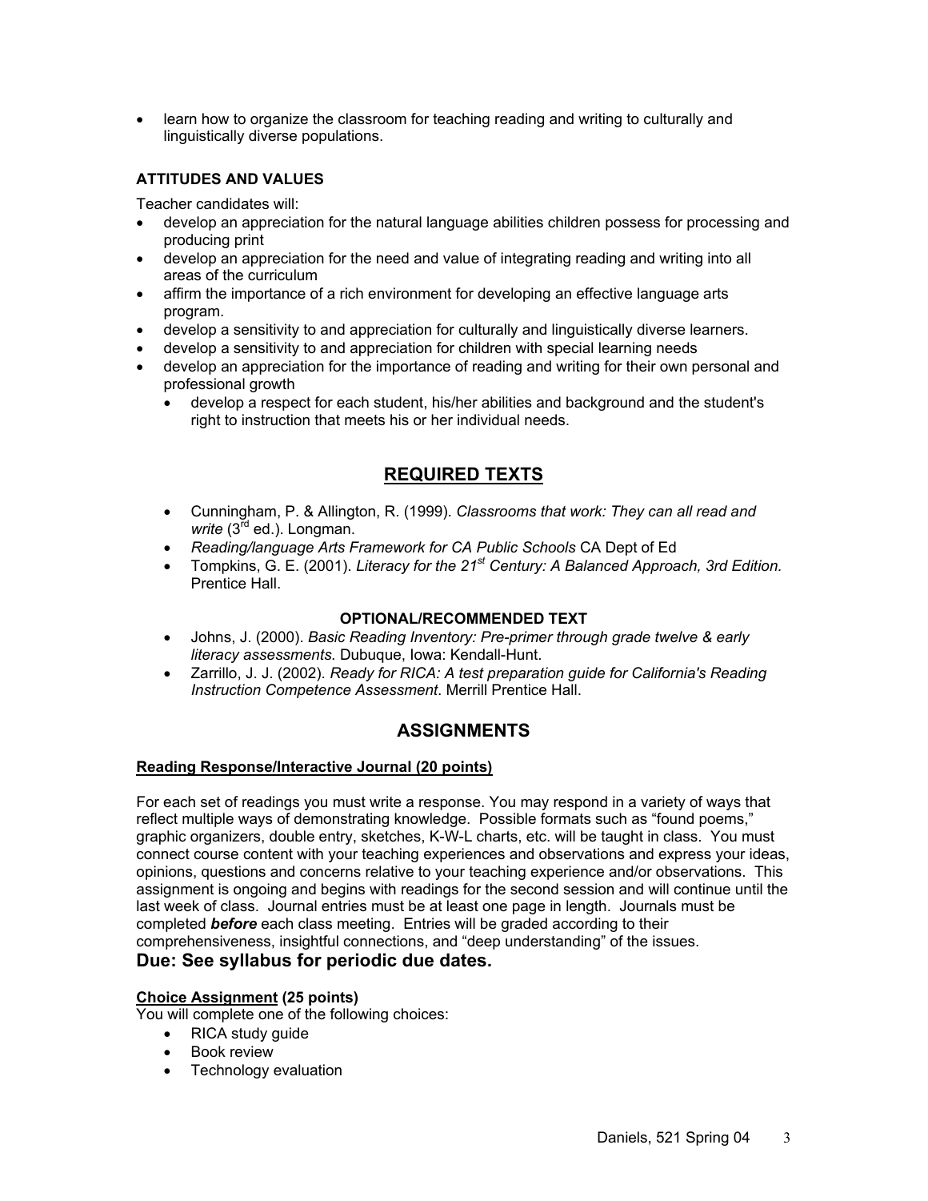- learn how to organize the classroom for teaching reading and writing to culturally and linguistically diverse populations.

### ATTITUDES AND VALUES

Teacher candidates will:

- develop an appreciation for the natural language abilities children possess for processing and producing print
- develop an appreciation for the need and value of integrating reading and writing into all areas of the curriculum
- affirm the importance of a rich environment for developing an effective language arts program.
- develop a sensitivity to and appreciation for culturally and linguistically diverse learners.
- develop a sensitivity to and appreciation for children with special learning needs
- develop an appreciation for the importance of reading and writing for their own personal and professional growth
  - develop a respect for each student, his/her abilities and background and the student's right to instruction that meets his or her individual needs.

## REQUIRED TEXTS

- Cunningham, P. & Allington, R. (1999). *Classrooms that work: They can all read and write* (3rd ed.). Longman.
- *Reading/language Arts Framework for CA Public Schools* CA Dept of Ed
- Tompkins, G. E. (2001). *Literacy for the 21st Century: A Balanced Approach, 3rd Edition.* Prentice Hall.

### OPTIONAL/RECOMMENDED TEXT

- Johns, J. (2000). *Basic Reading Inventory: Pre-primer through grade twelve & early literacy assessments.* Dubuque, Iowa: Kendall-Hunt.
- Zarrillo, J. J. (2002). *Ready for RICA: A test preparation guide for California's Reading Instruction Competence Assessment*. Merrill Prentice Hall.

## ASSIGNMENTS

**Reading Response/Interactive Journal (20 points)**

For each set of readings you must write a response. You may respond in a variety of ways that reflect multiple ways of demonstrating knowledge. Possible formats such as "found poems," graphic organizers, double entry, sketches, K-W-L charts, etc. will be taught in class. You must connect course content with your teaching experiences and observations and express your ideas, opinions, questions and concerns relative to your teaching experience and/or observations. This assignment is ongoing and begins with readings for the second session and will continue until the last week of class. Journal entries must be at least one page in length. Journals must be completed ***before*** each class meeting. Entries will be graded according to their comprehensiveness, insightful connections, and "deep understanding" of the issues.

**Due: See syllabus for periodic due dates.**

**Choice Assignment (25 points)**

You will complete one of the following choices:

- RICA study guide
- Book review
- Technology evaluation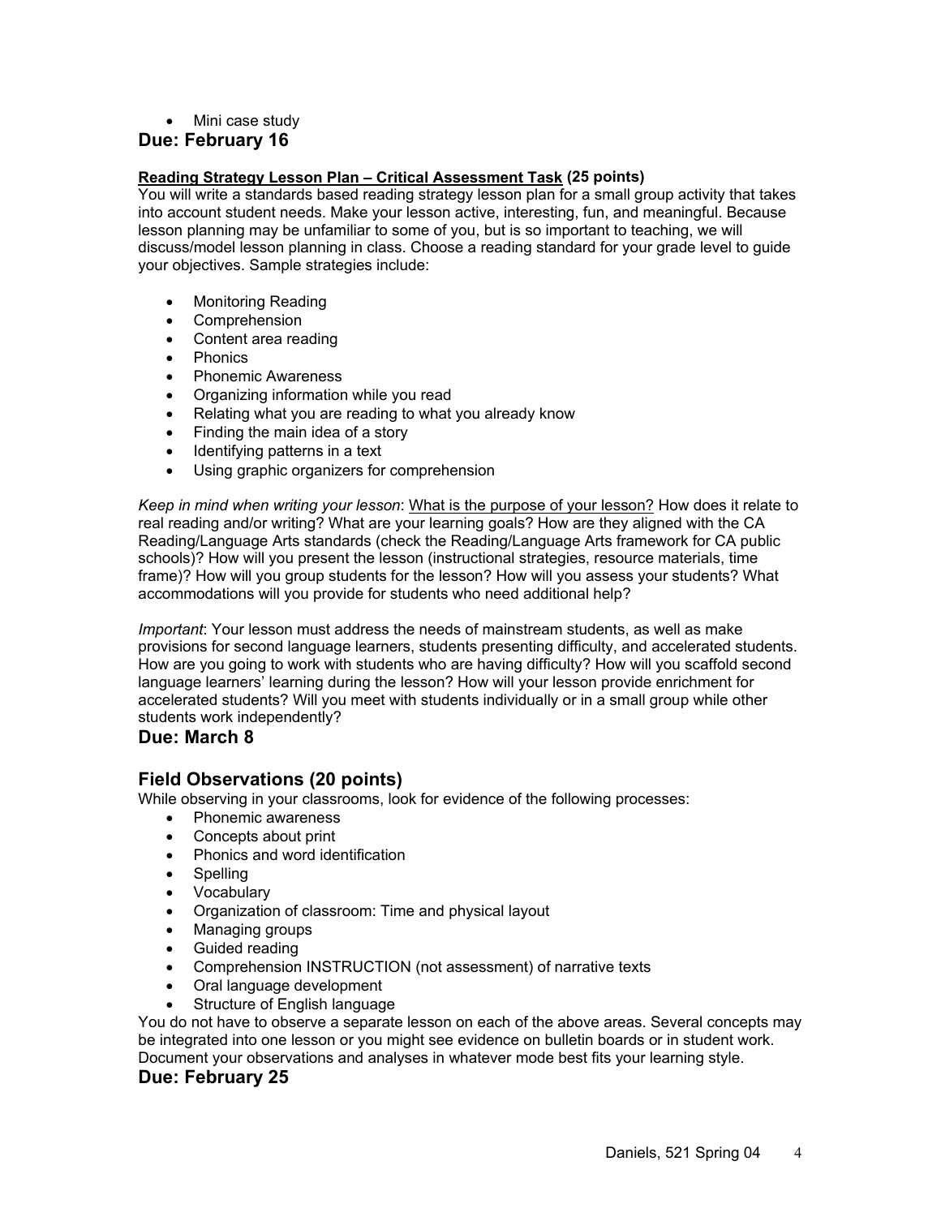- Mini case study

## Due: February 16

**<u>Reading Strategy Lesson Plan – Critical Assessment Task</u> (25 points)**
You will write a standards based reading strategy lesson plan for a small group activity that takes into account student needs. Make your lesson active, interesting, fun, and meaningful. Because lesson planning may be unfamiliar to some of you, but is so important to teaching, we will discuss/model lesson planning in class. Choose a reading standard for your grade level to guide your objectives. Sample strategies include:

- Monitoring Reading
- Comprehension
- Content area reading
- Phonics
- Phonemic Awareness
- Organizing information while you read
- Relating what you are reading to what you already know
- Finding the main idea of a story
- Identifying patterns in a text
- Using graphic organizers for comprehension

*Keep in mind when writing your lesson*: <u>What is the purpose of your lesson?</u> How does it relate to real reading and/or writing? What are your learning goals? How are they aligned with the CA Reading/Language Arts standards (check the Reading/Language Arts framework for CA public schools)? How will you present the lesson (instructional strategies, resource materials, time frame)? How will you group students for the lesson? How will you assess your students? What accommodations will you provide for students who need additional help?

*Important*: Your lesson must address the needs of mainstream students, as well as make provisions for second language learners, students presenting difficulty, and accelerated students. How are you going to work with students who are having difficulty? How will you scaffold second language learners' learning during the lesson? How will your lesson provide enrichment for accelerated students? Will you meet with students individually or in a small group while other students work independently?

## Due: March 8

## Field Observations (20 points)

While observing in your classrooms, look for evidence of the following processes:

- Phonemic awareness
- Concepts about print
- Phonics and word identification
- Spelling
- Vocabulary
- Organization of classroom: Time and physical layout
- Managing groups
- Guided reading
- Comprehension INSTRUCTION (not assessment) of narrative texts
- Oral language development
- Structure of English language

You do not have to observe a separate lesson on each of the above areas. Several concepts may be integrated into one lesson or you might see evidence on bulletin boards or in student work. Document your observations and analyses in whatever mode best fits your learning style.

## Due: February 25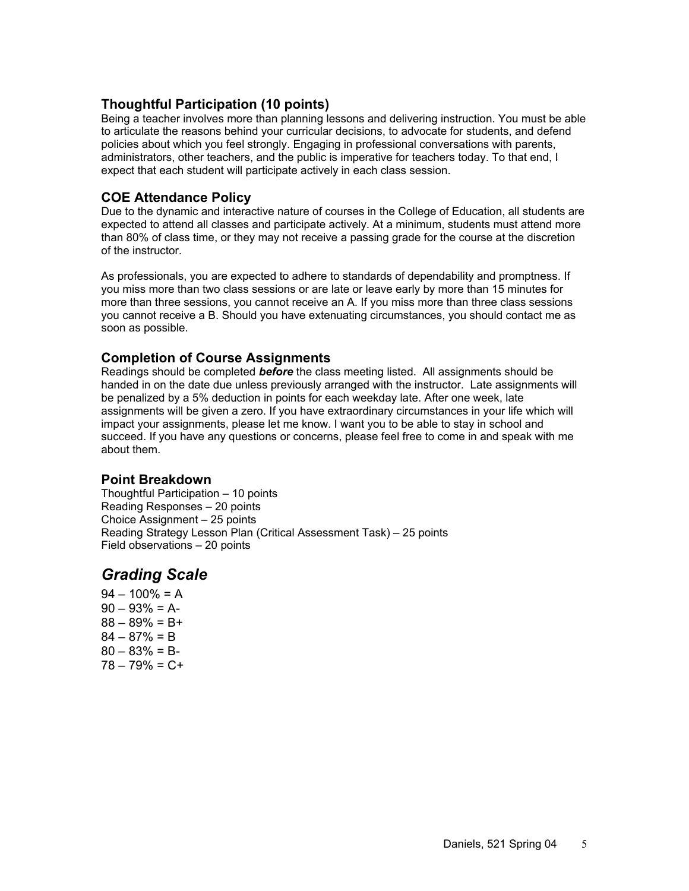### Thoughtful Participation (10 points)

Being a teacher involves more than planning lessons and delivering instruction. You must be able to articulate the reasons behind your curricular decisions, to advocate for students, and defend policies about which you feel strongly. Engaging in professional conversations with parents, administrators, other teachers, and the public is imperative for teachers today. To that end, I expect that each student will participate actively in each class session.

### COE Attendance Policy

Due to the dynamic and interactive nature of courses in the College of Education, all students are expected to attend all classes and participate actively. At a minimum, students must attend more than 80% of class time, or they may not receive a passing grade for the course at the discretion of the instructor.

As professionals, you are expected to adhere to standards of dependability and promptness. If you miss more than two class sessions or are late or leave early by more than 15 minutes for more than three sessions, you cannot receive an A. If you miss more than three class sessions you cannot receive a B. Should you have extenuating circumstances, you should contact me as soon as possible.

### Completion of Course Assignments

Readings should be completed ***before*** the class meeting listed. All assignments should be handed in on the date due unless previously arranged with the instructor. Late assignments will be penalized by a 5% deduction in points for each weekday late. After one week, late assignments will be given a zero. If you have extraordinary circumstances in your life which will impact your assignments, please let me know. I want you to be able to stay in school and succeed. If you have any questions or concerns, please feel free to come in and speak with me about them.

### Point Breakdown

Thoughtful Participation – 10 points
Reading Responses – 20 points
Choice Assignment – 25 points
Reading Strategy Lesson Plan (Critical Assessment Task) – 25 points
Field observations – 20 points

## *Grading Scale*

94 – 100% = A
90 – 93% = A-
88 – 89% = B+
84 – 87% = B
80 – 83% = B-
78 – 79% = C+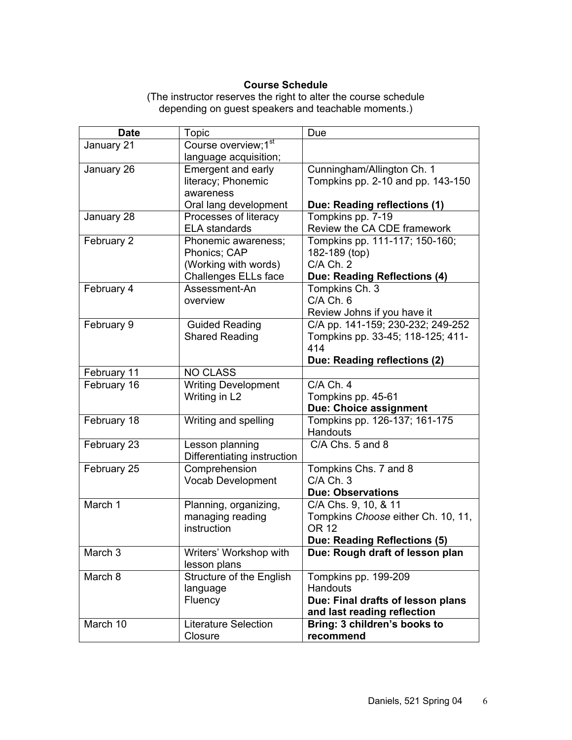**Course Schedule**

(The instructor reserves the right to alter the course schedule depending on guest speakers and teachable moments.)

| Date | Topic | Due |
|---|---|---|
| January 21 | Course overview; 1st language acquisition; | |
| January 26 | Emergent and early literacy; Phonemic awareness<br>Oral lang development | Cunningham/Allington Ch. 1<br>Tompkins pp. 2-10 and pp. 143-150<br>**Due: Reading reflections (1)** |
| January 28 | Processes of literacy<br>ELA standards | Tompkins pp. 7-19<br>Review the CA CDE framework |
| February 2 | Phonemic awareness; Phonics; CAP (Working with words)<br>Challenges ELLs face | Tompkins pp. 111-117; 150-160; 182-189 (top)<br>C/A Ch. 2<br>**Due: Reading Reflections (4)** |
| February 4 | Assessment-An overview | Tompkins Ch. 3<br>C/A Ch. 6<br>Review Johns if you have it |
| February 9 | Guided Reading<br>Shared Reading | C/A pp. 141-159; 230-232; 249-252<br>Tompkins pp. 33-45; 118-125; 411-414<br>**Due: Reading reflections (2)** |
| February 11 | NO CLASS | |
| February 16 | Writing Development<br>Writing in L2 | C/A Ch. 4<br>Tompkins pp. 45-61<br>**Due: Choice assignment** |
| February 18 | Writing and spelling | Tompkins pp. 126-137; 161-175<br>Handouts |
| February 23 | Lesson planning<br>Differentiating instruction | C/A Chs. 5 and 8 |
| February 25 | Comprehension<br>Vocab Development | Tompkins Chs. 7 and 8<br>C/A Ch. 3<br>**Due: Observations** |
| March 1 | Planning, organizing, managing reading instruction | C/A Chs. 9, 10, & 11<br>Tompkins *Choose* either Ch. 10, 11, OR 12<br>**Due: Reading Reflections (5)** |
| March 3 | Writers' Workshop with lesson plans | **Due: Rough draft of lesson plan** |
| March 8 | Structure of the English language<br>Fluency | Tompkins pp. 199-209<br>Handouts<br>**Due: Final drafts of lesson plans and last reading reflection** |
| March 10 | Literature Selection<br>Closure | **Bring: 3 children's books to recommend** |